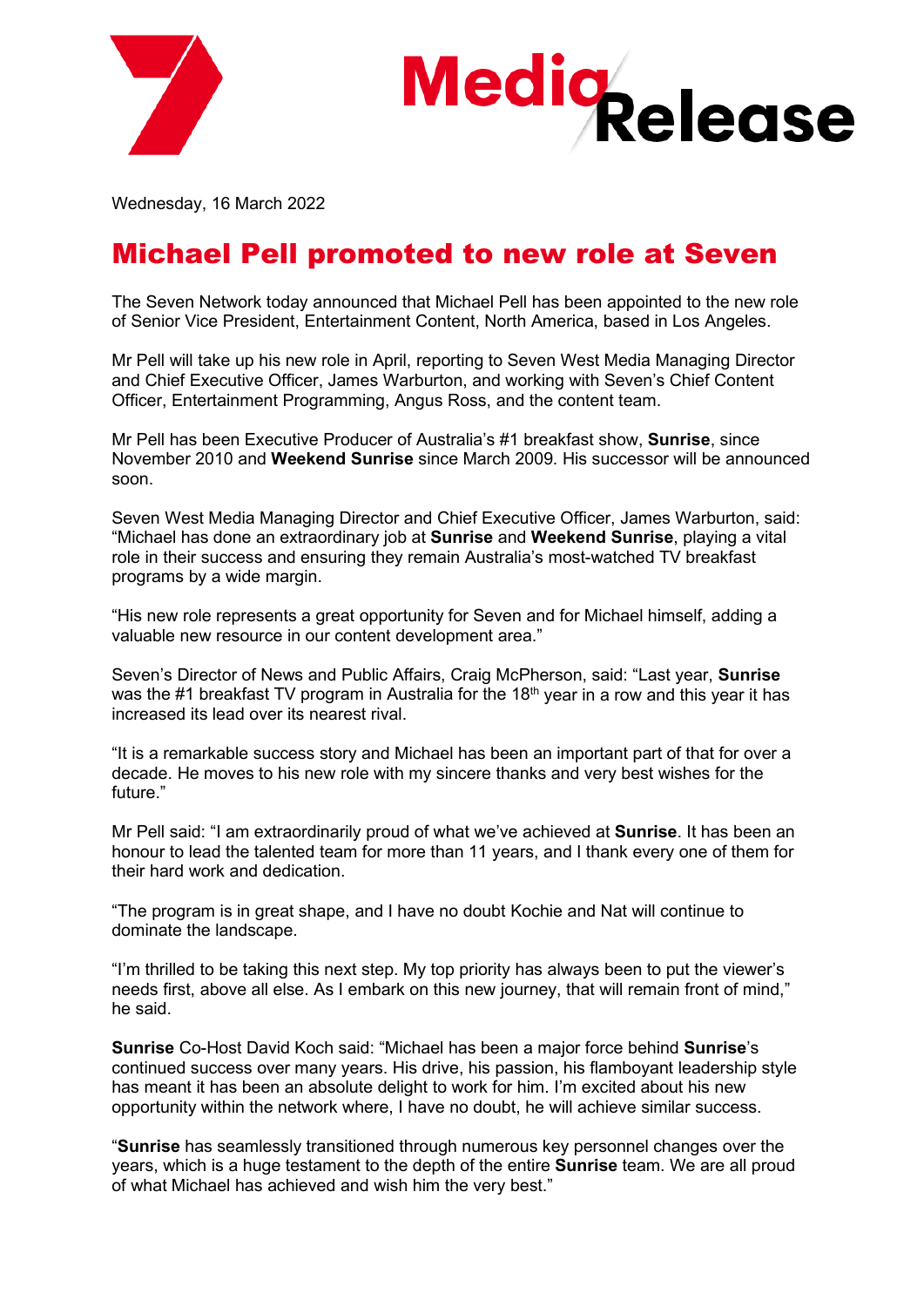Media Release

Wednesday, 16 March 2022

# Michael Pell promoted to new role at Seven

The Seven Network today announced that Michael Pell has been appointed to the new role of Senior Vice President, Entertainment Content, North America, based in Los Angeles.

Mr Pell will take up his new role in April, reporting to Seven West Media Managing Director and Chief Executive Officer, James Warburton, and working with Seven's Chief Content Officer, Entertainment Programming, Angus Ross, and the content team.

Mr Pell has been Executive Producer of Australia's #1 breakfast show, **Sunrise**, since November 2010 and **Weekend Sunrise** since March 2009. His successor will be announced soon.

Seven West Media Managing Director and Chief Executive Officer, James Warburton, said: "Michael has done an extraordinary job at **Sunrise** and **Weekend Sunrise**, playing a vital role in their success and ensuring they remain Australia's most-watched TV breakfast programs by a wide margin.

"His new role represents a great opportunity for Seven and for Michael himself, adding a valuable new resource in our content development area."

Seven's Director of News and Public Affairs, Craig McPherson, said: "Last year, **Sunrise** was the #1 breakfast TV program in Australia for the 18th year in a row and this year it has increased its lead over its nearest rival.

"It is a remarkable success story and Michael has been an important part of that for over a decade. He moves to his new role with my sincere thanks and very best wishes for the future."

Mr Pell said: "I am extraordinarily proud of what we've achieved at **Sunrise**. It has been an honour to lead the talented team for more than 11 years, and I thank every one of them for their hard work and dedication.

"The program is in great shape, and I have no doubt Kochie and Nat will continue to dominate the landscape.

"I'm thrilled to be taking this next step. My top priority has always been to put the viewer's needs first, above all else. As I embark on this new journey, that will remain front of mind," he said.

**Sunrise** Co-Host David Koch said: "Michael has been a major force behind **Sunrise**'s continued success over many years. His drive, his passion, his flamboyant leadership style has meant it has been an absolute delight to work for him. I'm excited about his new opportunity within the network where, I have no doubt, he will achieve similar success.

"**Sunrise** has seamlessly transitioned through numerous key personnel changes over the years, which is a huge testament to the depth of the entire **Sunrise** team. We are all proud of what Michael has achieved and wish him the very best."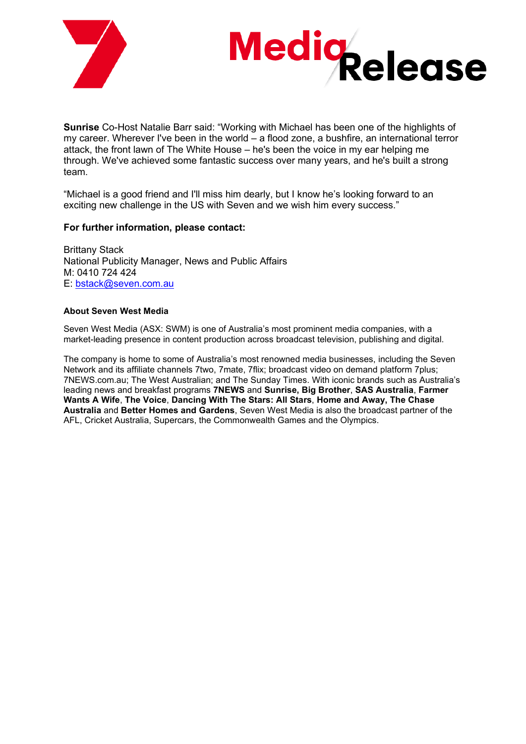**Sunrise** Co-Host Natalie Barr said: "Working with Michael has been one of the highlights of my career. Wherever I've been in the world – a flood zone, a bushfire, an international terror attack, the front lawn of The White House – he's been the voice in my ear helping me through. We've achieved some fantastic success over many years, and he's built a strong team.

"Michael is a good friend and I'll miss him dearly, but I know he's looking forward to an exciting new challenge in the US with Seven and we wish him every success."

**For further information, please contact:**

Brittany Stack
National Publicity Manager, News and Public Affairs
M: 0410 724 424
E: bstack@seven.com.au

**About Seven West Media**

Seven West Media (ASX: SWM) is one of Australia's most prominent media companies, with a market-leading presence in content production across broadcast television, publishing and digital.

The company is home to some of Australia's most renowned media businesses, including the Seven Network and its affiliate channels 7two, 7mate, 7flix; broadcast video on demand platform 7plus; 7NEWS.com.au; The West Australian; and The Sunday Times. With iconic brands such as Australia's leading news and breakfast programs **7NEWS** and **Sunrise, Big Brother**, **SAS Australia**, **Farmer Wants A Wife**, **The Voice**, **Dancing With The Stars: All Stars**, **Home and Away, The Chase Australia** and **Better Homes and Gardens**, Seven West Media is also the broadcast partner of the AFL, Cricket Australia, Supercars, the Commonwealth Games and the Olympics.